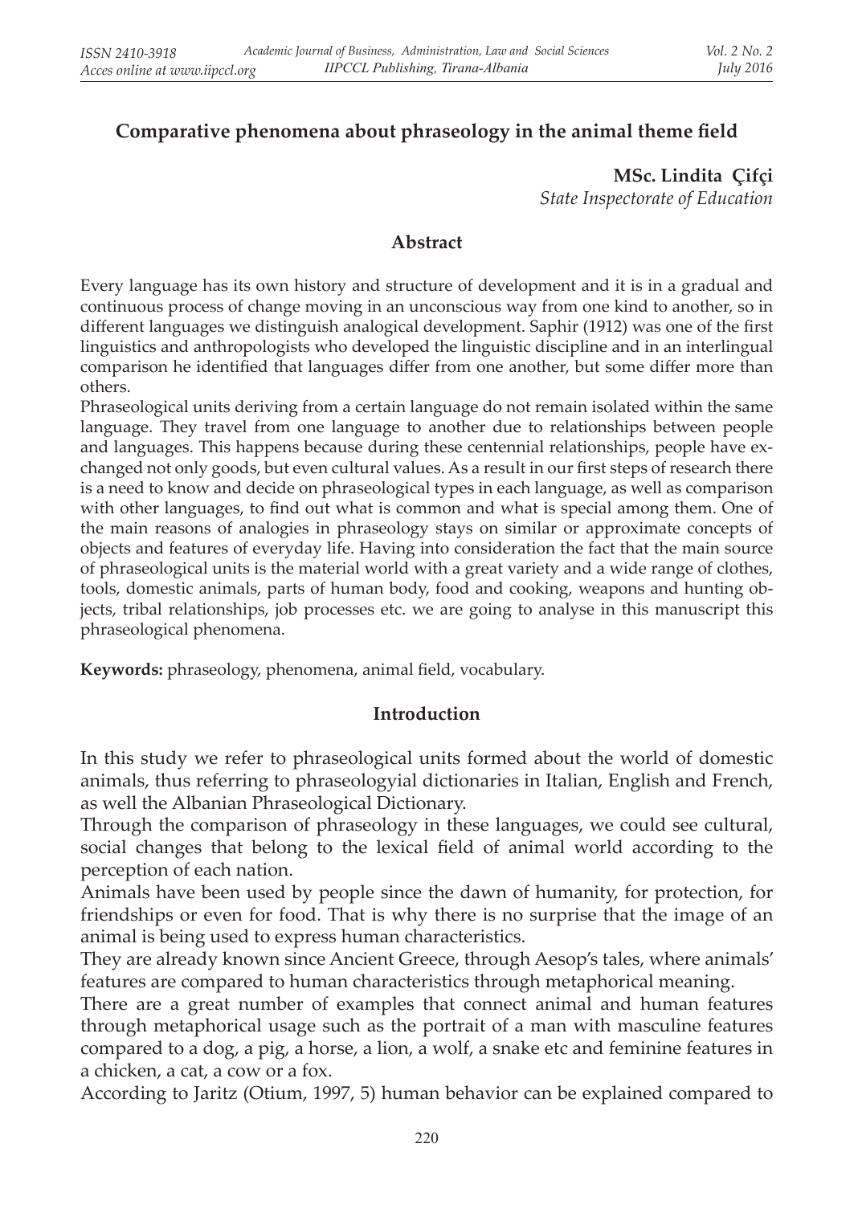# Comparative phenomena about phraseology in the animal theme field

**MSc. Lindita Çifçi**
*State Inspectorate of Education*

## Abstract

Every language has its own history and structure of development and it is in a gradual and continuous process of change moving in an unconscious way from one kind to another, so in different languages we distinguish analogical development. Saphir (1912) was one of the first linguistics and anthropologists who developed the linguistic discipline and in an interlingual comparison he identified that languages differ from one another, but some differ more than others.

Phraseological units deriving from a certain language do not remain isolated within the same language. They travel from one language to another due to relationships between people and languages. This happens because during these centennial relationships, people have exchanged not only goods, but even cultural values. As a result in our first steps of research there is a need to know and decide on phraseological types in each language, as well as comparison with other languages, to find out what is common and what is special among them. One of the main reasons of analogies in phraseology stays on similar or approximate concepts of objects and features of everyday life. Having into consideration the fact that the main source of phraseological units is the material world with a great variety and a wide range of clothes, tools, domestic animals, parts of human body, food and cooking, weapons and hunting objects, tribal relationships, job processes etc. we are going to analyse in this manuscript this phraseological phenomena.

**Keywords:** phraseology, phenomena, animal field, vocabulary.

## Introduction

In this study we refer to phraseological units formed about the world of domestic animals, thus referring to phraseologyial dictionaries in Italian, English and French, as well the Albanian Phraseological Dictionary.

Through the comparison of phraseology in these languages, we could see cultural, social changes that belong to the lexical field of animal world according to the perception of each nation.

Animals have been used by people since the dawn of humanity, for protection, for friendships or even for food. That is why there is no surprise that the image of an animal is being used to express human characteristics.

They are already known since Ancient Greece, through Aesop's tales, where animals' features are compared to human characteristics through metaphorical meaning.

There are a great number of examples that connect animal and human features through metaphorical usage such as the portrait of a man with masculine features compared to a dog, a pig, a horse, a lion, a wolf, a snake etc and feminine features in a chicken, a cat, a cow or a fox.

According to Jaritz (Otium, 1997, 5) human behavior can be explained compared to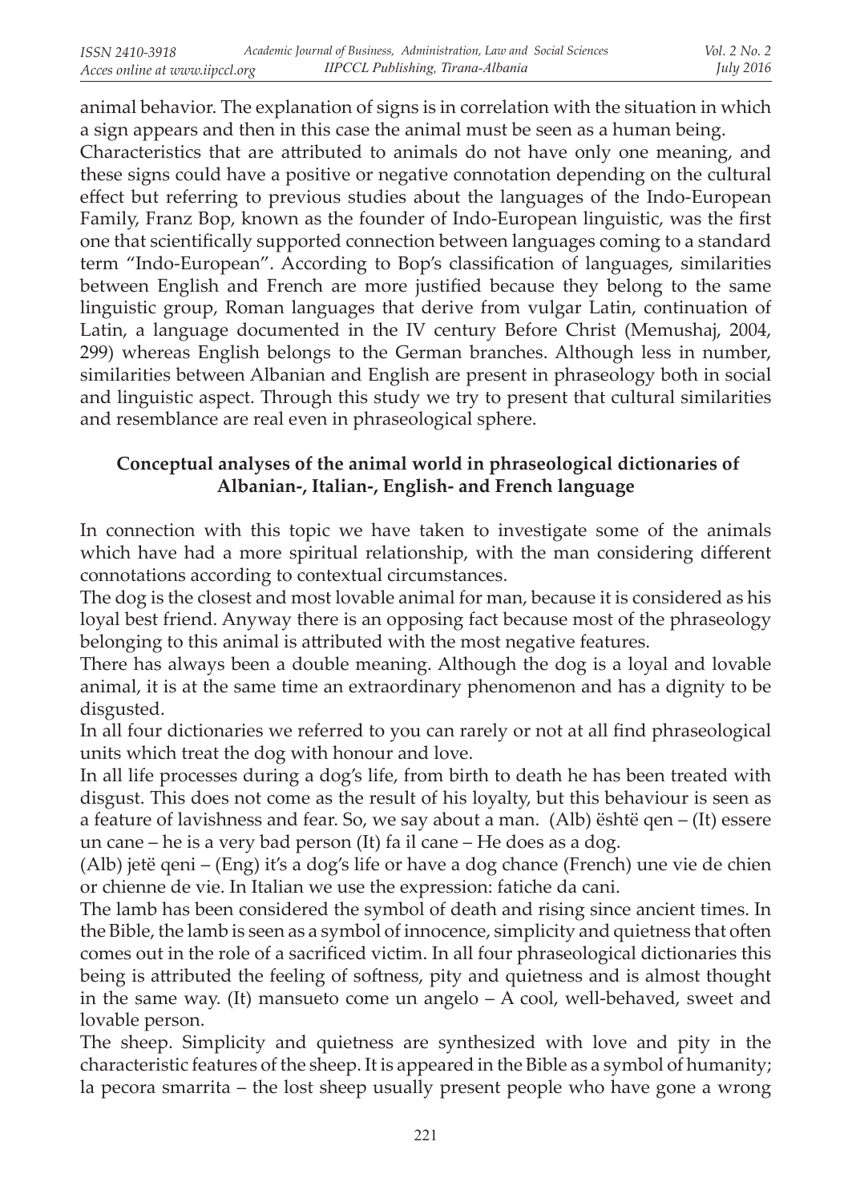animal behavior. The explanation of signs is in correlation with the situation in which a sign appears and then in this case the animal must be seen as a human being.

Characteristics that are attributed to animals do not have only one meaning, and these signs could have a positive or negative connotation depending on the cultural effect but referring to previous studies about the languages of the Indo-European Family, Franz Bop, known as the founder of Indo-European linguistic, was the first one that scientifically supported connection between languages coming to a standard term "Indo-European". According to Bop's classification of languages, similarities between English and French are more justified because they belong to the same linguistic group, Roman languages that derive from vulgar Latin, continuation of Latin, a language documented in the IV century Before Christ (Memushaj, 2004, 299) whereas English belongs to the German branches. Although less in number, similarities between Albanian and English are present in phraseology both in social and linguistic aspect. Through this study we try to present that cultural similarities and resemblance are real even in phraseological sphere.

## Conceptual analyses of the animal world in phraseological dictionaries of Albanian-, Italian-, English- and French language

In connection with this topic we have taken to investigate some of the animals which have had a more spiritual relationship, with the man considering different connotations according to contextual circumstances.

The dog is the closest and most lovable animal for man, because it is considered as his loyal best friend. Anyway there is an opposing fact because most of the phraseology belonging to this animal is attributed with the most negative features.

There has always been a double meaning. Although the dog is a loyal and lovable animal, it is at the same time an extraordinary phenomenon and has a dignity to be disgusted.

In all four dictionaries we referred to you can rarely or not at all find phraseological units which treat the dog with honour and love.

In all life processes during a dog's life, from birth to death he has been treated with disgust. This does not come as the result of his loyalty, but this behaviour is seen as a feature of lavishness and fear. So, we say about a man. (Alb) është qen – (It) essere un cane – he is a very bad person (It) fa il cane – He does as a dog.

(Alb) jetë qeni – (Eng) it's a dog's life or have a dog chance (French) une vie de chien or chienne de vie. In Italian we use the expression: fatiche da cani.

The lamb has been considered the symbol of death and rising since ancient times. In the Bible, the lamb is seen as a symbol of innocence, simplicity and quietness that often comes out in the role of a sacrificed victim. In all four phraseological dictionaries this being is attributed the feeling of softness, pity and quietness and is almost thought in the same way. (It) mansueto come un angelo – A cool, well-behaved, sweet and lovable person.

The sheep. Simplicity and quietness are synthesized with love and pity in the characteristic features of the sheep. It is appeared in the Bible as a symbol of humanity; la pecora smarrita – the lost sheep usually present people who have gone a wrong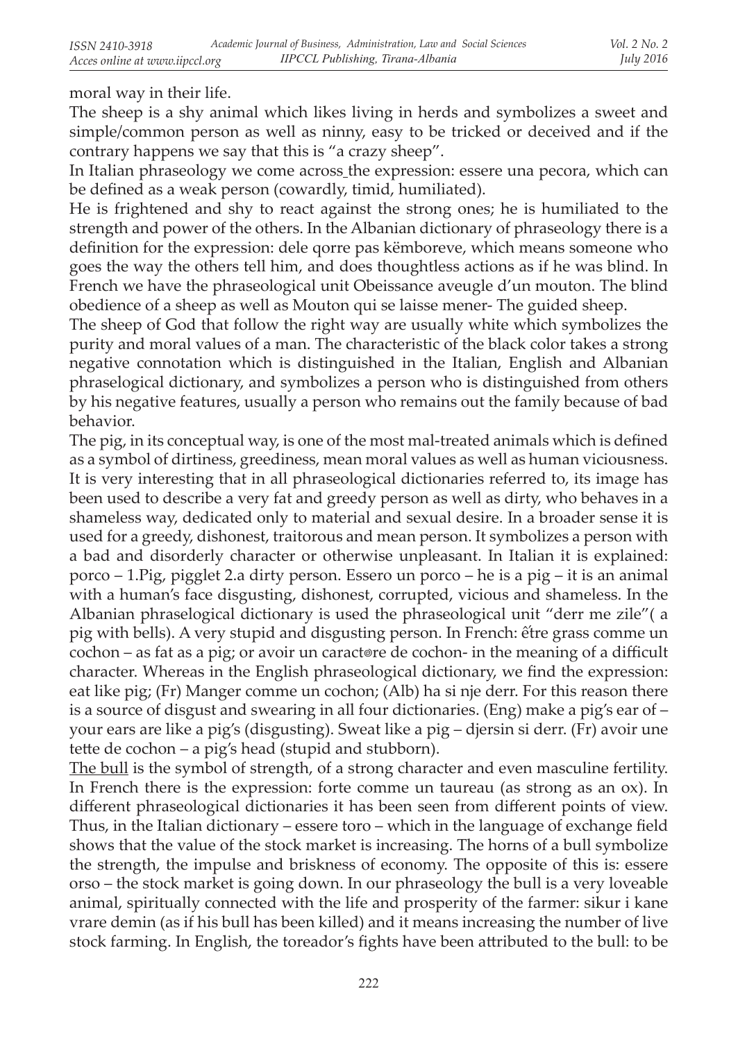moral way in their life.

The sheep is a shy animal which likes living in herds and symbolizes a sweet and simple/common person as well as ninny, easy to be tricked or deceived and if the contrary happens we say that this is "a crazy sheep".

In Italian phraseology we come across the expression: essere una pecora, which can be defined as a weak person (cowardly, timid, humiliated).

He is frightened and shy to react against the strong ones; he is humiliated to the strength and power of the others. In the Albanian dictionary of phraseology there is a definition for the expression: dele qorre pas këmboreve, which means someone who goes the way the others tell him, and does thoughtless actions as if he was blind. In French we have the phraseological unit Obeissance aveugle d'un mouton. The blind obedience of a sheep as well as Mouton qui se laisse mener- The guided sheep.

The sheep of God that follow the right way are usually white which symbolizes the purity and moral values of a man. The characteristic of the black color takes a strong negative connotation which is distinguished in the Italian, English and Albanian phraselogical dictionary, and symbolizes a person who is distinguished from others by his negative features, usually a person who remains out the family because of bad behavior.

The pig, in its conceptual way, is one of the most mal-treated animals which is defined as a symbol of dirtiness, greediness, mean moral values as well as human viciousness. It is very interesting that in all phraseological dictionaries referred to, its image has been used to describe a very fat and greedy person as well as dirty, who behaves in a shameless way, dedicated only to material and sexual desire. In a broader sense it is used for a greedy, dishonest, traitorous and mean person. It symbolizes a person with a bad and disorderly character or otherwise unpleasant. In Italian it is explained: porco – 1.Pig, pigglet 2.a dirty person. Essero un porco – he is a pig – it is an animal with a human's face disgusting, dishonest, corrupted, vicious and shameless. In the Albanian phraselogical dictionary is used the phraseological unit "derr me zile"( a pig with bells). A very stupid and disgusting person. In French: ễtre grass comme un cochon – as fat as a pig; or avoir un caract®re de cochon- in the meaning of a difficult character. Whereas in the English phraseological dictionary, we find the expression: eat like pig; (Fr) Manger comme un cochon; (Alb) ha si nje derr. For this reason there is a source of disgust and swearing in all four dictionaries. (Eng) make a pig's ear of – your ears are like a pig's (disgusting). Sweat like a pig – djersin si derr. (Fr) avoir une tette de cochon – a pig's head (stupid and stubborn).

The bull is the symbol of strength, of a strong character and even masculine fertility. In French there is the expression: forte comme un taureau (as strong as an ox). In different phraseological dictionaries it has been seen from different points of view. Thus, in the Italian dictionary – essere toro – which in the language of exchange field shows that the value of the stock market is increasing. The horns of a bull symbolize the strength, the impulse and briskness of economy. The opposite of this is: essere orso – the stock market is going down. In our phraseology the bull is a very loveable animal, spiritually connected with the life and prosperity of the farmer: sikur i kane vrare demin (as if his bull has been killed) and it means increasing the number of live stock farming. In English, the toreador's fights have been attributed to the bull: to be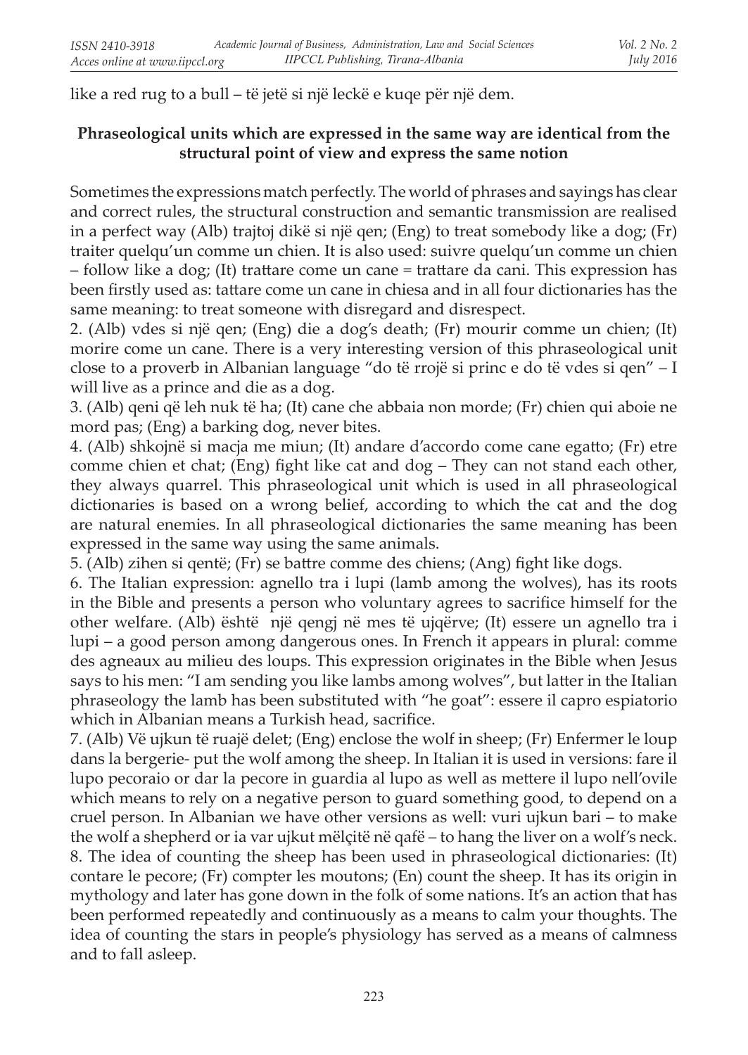like a red rug to a bull – të jetë si një leckë e kuqe për një dem.

**Phraseological units which are expressed in the same way are identical from the structural point of view and express the same notion**

Sometimes the expressions match perfectly. The world of phrases and sayings has clear and correct rules, the structural construction and semantic transmission are realised in a perfect way (Alb) trajtoj dikë si një qen; (Eng) to treat somebody like a dog; (Fr) traiter quelqu'un comme un chien. It is also used: suivre quelqu'un comme un chien – follow like a dog; (It) trattare come un cane = trattare da cani. This expression has been firstly used as: tattare come un cane in chiesa and in all four dictionaries has the same meaning: to treat someone with disregard and disrespect.

2. (Alb) vdes si një qen; (Eng) die a dog's death; (Fr) mourir comme un chien; (It) morire come un cane. There is a very interesting version of this phraseological unit close to a proverb in Albanian language "do të rrojë si princ e do të vdes si qen" – I will live as a prince and die as a dog.

3. (Alb) qeni që leh nuk të ha; (It) cane che abbaia non morde; (Fr) chien qui aboie ne mord pas; (Eng) a barking dog, never bites.

4. (Alb) shkojnë si macja me miun; (It) andare d'accordo come cane egatto; (Fr) etre comme chien et chat; (Eng) fight like cat and dog – They can not stand each other, they always quarrel. This phraseological unit which is used in all phraseological dictionaries is based on a wrong belief, according to which the cat and the dog are natural enemies. In all phraseological dictionaries the same meaning has been expressed in the same way using the same animals.

5. (Alb) zihen si qentë; (Fr) se battre comme des chiens; (Ang) fight like dogs.

6. The Italian expression: agnello tra i lupi (lamb among the wolves), has its roots in the Bible and presents a person who voluntary agrees to sacrifice himself for the other welfare. (Alb) është një qengj në mes të ujqërve; (It) essere un agnello tra i lupi – a good person among dangerous ones. In French it appears in plural: comme des agneaux au milieu des loups. This expression originates in the Bible when Jesus says to his men: "I am sending you like lambs among wolves", but latter in the Italian phraseology the lamb has been substituted with "he goat": essere il capro espiatorio which in Albanian means a Turkish head, sacrifice.

7. (Alb) Vë ujkun të ruajë delet; (Eng) enclose the wolf in sheep; (Fr) Enfermer le loup dans la bergerie- put the wolf among the sheep. In Italian it is used in versions: fare il lupo pecoraio or dar la pecore in guardia al lupo as well as mettere il lupo nell'ovile which means to rely on a negative person to guard something good, to depend on a cruel person. In Albanian we have other versions as well: vuri ujkun bari – to make the wolf a shepherd or ia var ujkut mëlçitë në qafë – to hang the liver on a wolf's neck.

8. The idea of counting the sheep has been used in phraseological dictionaries: (It) contare le pecore; (Fr) compter les moutons; (En) count the sheep. It has its origin in mythology and later has gone down in the folk of some nations. It's an action that has been performed repeatedly and continuously as a means to calm your thoughts. The idea of counting the stars in people's physiology has served as a means of calmness and to fall asleep.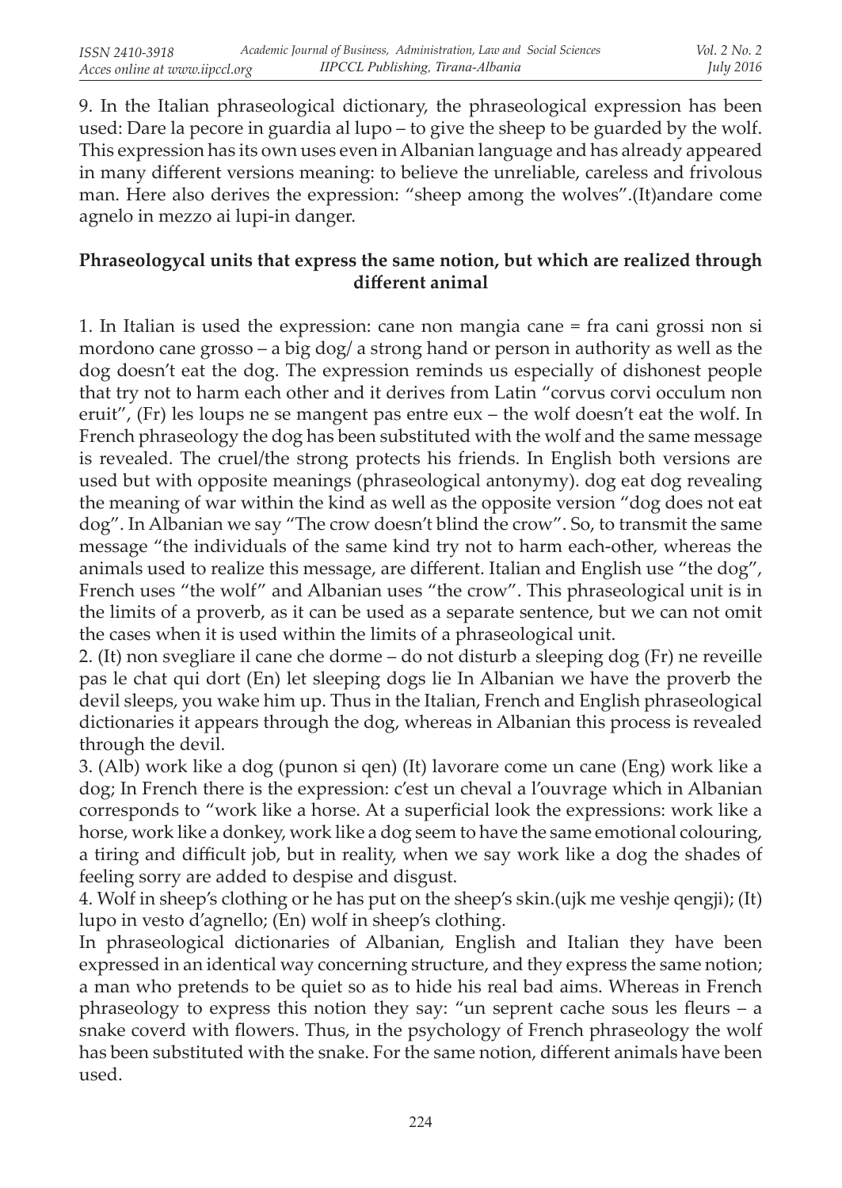9. In the Italian phraseological dictionary, the phraseological expression has been used: Dare la pecore in guardia al lupo – to give the sheep to be guarded by the wolf. This expression has its own uses even in Albanian language and has already appeared in many different versions meaning: to believe the unreliable, careless and frivolous man. Here also derives the expression: "sheep among the wolves".(It)andare come agnelo in mezzo ai lupi-in danger.

**Phraseologycal units that express the same notion, but which are realized through different animal**

1. In Italian is used the expression: cane non mangia cane = fra cani grossi non si mordono cane grosso – a big dog/ a strong hand or person in authority as well as the dog doesn't eat the dog. The expression reminds us especially of dishonest people that try not to harm each other and it derives from Latin "corvus corvi occulum non eruit", (Fr) les loups ne se mangent pas entre eux – the wolf doesn't eat the wolf. In French phraseology the dog has been substituted with the wolf and the same message is revealed. The cruel/the strong protects his friends. In English both versions are used but with opposite meanings (phraseological antonymy). dog eat dog revealing the meaning of war within the kind as well as the opposite version "dog does not eat dog". In Albanian we say "The crow doesn't blind the crow". So, to transmit the same message "the individuals of the same kind try not to harm each-other, whereas the animals used to realize this message, are different. Italian and English use "the dog", French uses "the wolf" and Albanian uses "the crow". This phraseological unit is in the limits of a proverb, as it can be used as a separate sentence, but we can not omit the cases when it is used within the limits of a phraseological unit.

2. (It) non svegliare il cane che dorme – do not disturb a sleeping dog (Fr) ne reveille pas le chat qui dort (En) let sleeping dogs lie In Albanian we have the proverb the devil sleeps, you wake him up. Thus in the Italian, French and English phraseological dictionaries it appears through the dog, whereas in Albanian this process is revealed through the devil.

3. (Alb) work like a dog (punon si qen) (It) lavorare come un cane (Eng) work like a dog; In French there is the expression: c'est un cheval a l'ouvrage which in Albanian corresponds to "work like a horse. At a superficial look the expressions: work like a horse, work like a donkey, work like a dog seem to have the same emotional colouring, a tiring and difficult job, but in reality, when we say work like a dog the shades of feeling sorry are added to despise and disgust.

4. Wolf in sheep's clothing or he has put on the sheep's skin.(ujk me veshje qengji); (It) lupo in vesto d'agnello; (En) wolf in sheep's clothing.

In phraseological dictionaries of Albanian, English and Italian they have been expressed in an identical way concerning structure, and they express the same notion; a man who pretends to be quiet so as to hide his real bad aims. Whereas in French phraseology to express this notion they say: "un seprent cache sous les fleurs – a snake coverd with flowers. Thus, in the psychology of French phraseology the wolf has been substituted with the snake. For the same notion, different animals have been used.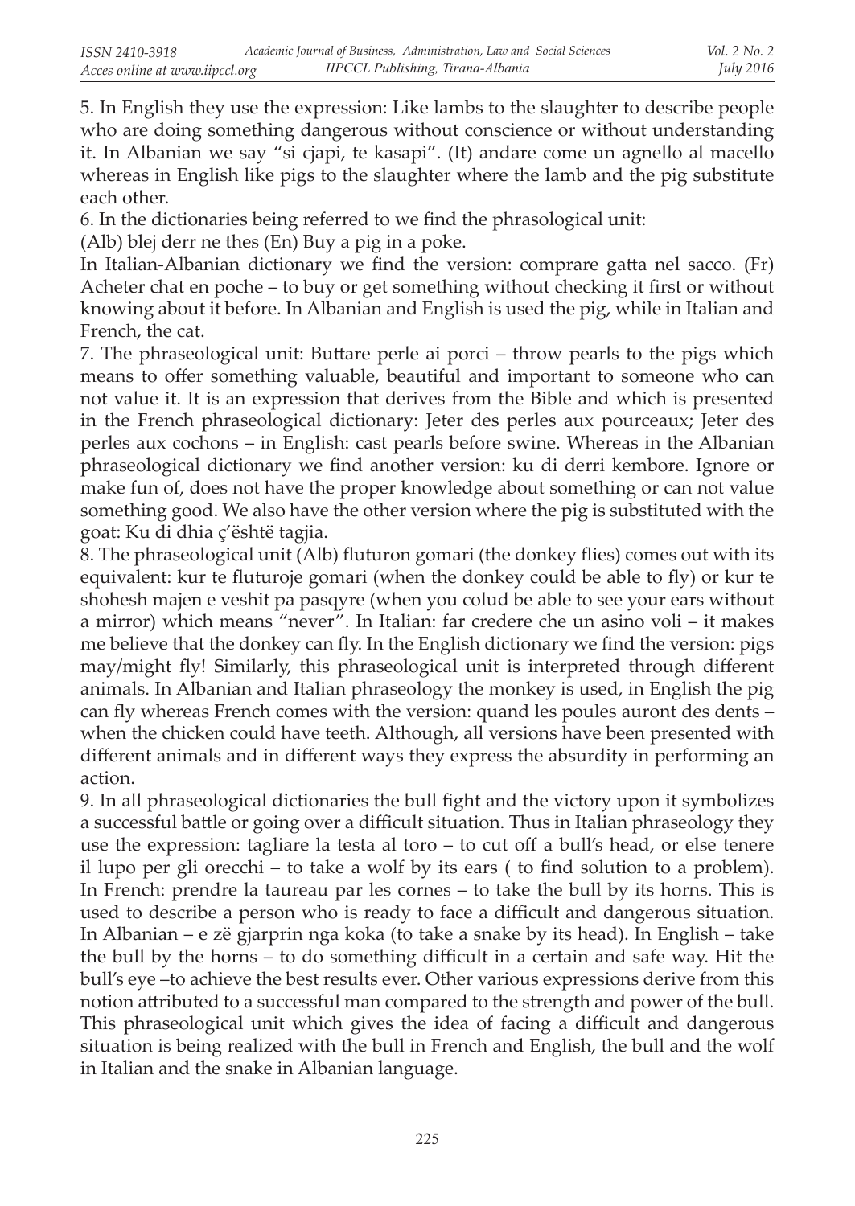5. In English they use the expression: Like lambs to the slaughter to describe people who are doing something dangerous without conscience or without understanding it. In Albanian we say "si cjapi, te kasapi". (It) andare come un agnello al macello whereas in English like pigs to the slaughter where the lamb and the pig substitute each other.

6. In the dictionaries being referred to we find the phrasological unit:

(Alb) blej derr ne thes (En) Buy a pig in a poke.

In Italian-Albanian dictionary we find the version: comprare gatta nel sacco. (Fr) Acheter chat en poche – to buy or get something without checking it first or without knowing about it before. In Albanian and English is used the pig, while in Italian and French, the cat.

7. The phraseological unit: Buttare perle ai porci – throw pearls to the pigs which means to offer something valuable, beautiful and important to someone who can not value it. It is an expression that derives from the Bible and which is presented in the French phraseological dictionary: Jeter des perles aux pourceaux; Jeter des perles aux cochons – in English: cast pearls before swine. Whereas in the Albanian phraseological dictionary we find another version: ku di derri kembore. Ignore or make fun of, does not have the proper knowledge about something or can not value something good. We also have the other version where the pig is substituted with the goat: Ku di dhia ç'është tagjia.

8. The phraseological unit (Alb) fluturon gomari (the donkey flies) comes out with its equivalent: kur te fluturoje gomari (when the donkey could be able to fly) or kur te shohesh majen e veshit pa pasqyre (when you colud be able to see your ears without a mirror) which means "never". In Italian: far credere che un asino voli – it makes me believe that the donkey can fly. In the English dictionary we find the version: pigs may/might fly! Similarly, this phraseological unit is interpreted through different animals. In Albanian and Italian phraseology the monkey is used, in English the pig can fly whereas French comes with the version: quand les poules auront des dents – when the chicken could have teeth. Although, all versions have been presented with different animals and in different ways they express the absurdity in performing an action.

9. In all phraseological dictionaries the bull fight and the victory upon it symbolizes a successful battle or going over a difficult situation. Thus in Italian phraseology they use the expression: tagliare la testa al toro – to cut off a bull's head, or else tenere il lupo per gli orecchi – to take a wolf by its ears ( to find solution to a problem). In French: prendre la taureau par les cornes – to take the bull by its horns. This is used to describe a person who is ready to face a difficult and dangerous situation. In Albanian – e zë gjarprin nga koka (to take a snake by its head). In English – take the bull by the horns – to do something difficult in a certain and safe way. Hit the bull's eye –to achieve the best results ever. Other various expressions derive from this notion attributed to a successful man compared to the strength and power of the bull. This phraseological unit which gives the idea of facing a difficult and dangerous situation is being realized with the bull in French and English, the bull and the wolf in Italian and the snake in Albanian language.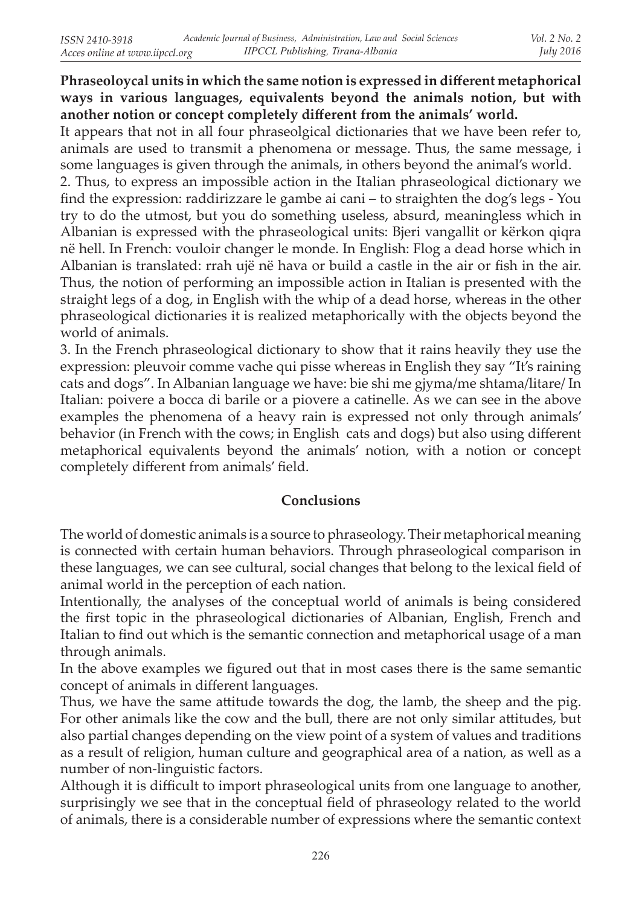**Phraseoloycal units in which the same notion is expressed in different metaphorical ways in various languages, equivalents beyond the animals notion, but with another notion or concept completely different from the animals' world.**

It appears that not in all four phraseolgical dictionaries that we have been refer to, animals are used to transmit a phenomena or message. Thus, the same message, i some languages is given through the animals, in others beyond the animal's world.

2. Thus, to express an impossible action in the Italian phraseological dictionary we find the expression: raddirizzare le gambe ai cani – to straighten the dog's legs - You try to do the utmost, but you do something useless, absurd, meaningless which in Albanian is expressed with the phraseological units: Bjeri vangallit or kërkon qiqra në hell. In French: vouloir changer le monde. In English: Flog a dead horse which in Albanian is translated: rrah ujë në hava or build a castle in the air or fish in the air. Thus, the notion of performing an impossible action in Italian is presented with the straight legs of a dog, in English with the whip of a dead horse, whereas in the other phraseological dictionaries it is realized metaphorically with the objects beyond the world of animals.

3. In the French phraseological dictionary to show that it rains heavily they use the expression: pleuvoir comme vache qui pisse whereas in English they say "It's raining cats and dogs". In Albanian language we have: bie shi me gjyma/me shtama/litare/ In Italian: poivere a bocca di barile or a piovere a catinelle. As we can see in the above examples the phenomena of a heavy rain is expressed not only through animals' behavior (in French with the cows; in English cats and dogs) but also using different metaphorical equivalents beyond the animals' notion, with a notion or concept completely different from animals' field.

## Conclusions

The world of domestic animals is a source to phraseology. Their metaphorical meaning is connected with certain human behaviors. Through phraseological comparison in these languages, we can see cultural, social changes that belong to the lexical field of animal world in the perception of each nation.

Intentionally, the analyses of the conceptual world of animals is being considered the first topic in the phraseological dictionaries of Albanian, English, French and Italian to find out which is the semantic connection and metaphorical usage of a man through animals.

In the above examples we figured out that in most cases there is the same semantic concept of animals in different languages.

Thus, we have the same attitude towards the dog, the lamb, the sheep and the pig. For other animals like the cow and the bull, there are not only similar attitudes, but also partial changes depending on the view point of a system of values and traditions as a result of religion, human culture and geographical area of a nation, as well as a number of non-linguistic factors.

Although it is difficult to import phraseological units from one language to another, surprisingly we see that in the conceptual field of phraseology related to the world of animals, there is a considerable number of expressions where the semantic context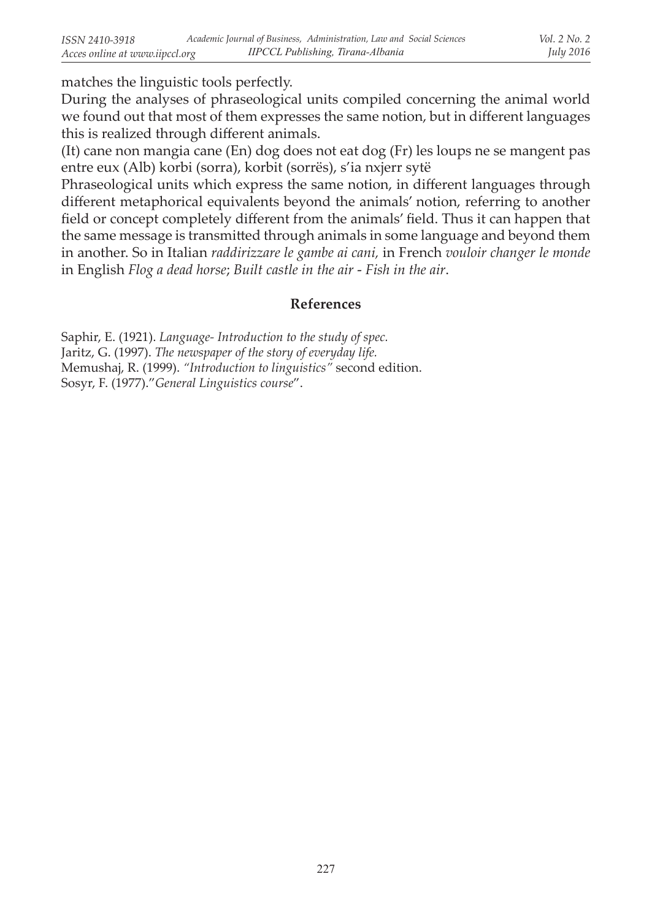matches the linguistic tools perfectly.

During the analyses of phraseological units compiled concerning the animal world we found out that most of them expresses the same notion, but in different languages this is realized through different animals.

(It) cane non mangia cane (En) dog does not eat dog (Fr) les loups ne se mangent pas entre eux (Alb) korbi (sorra), korbit (sorrës), s'ia nxjerr sytë

Phraseological units which express the same notion, in different languages through different metaphorical equivalents beyond the animals' notion, referring to another field or concept completely different from the animals' field. Thus it can happen that the same message is transmitted through animals in some language and beyond them in another. So in Italian *raddirizzare le gambe ai cani,* in French *vouloir changer le monde* in English *Flog a dead horse*; *Built castle in the air* - *Fish in the air*.

## References

Saphir, E. (1921). *Language- Introduction to the study of spec.*

Jaritz, G. (1997). *The newspaper of the story of everyday life.*

Memushaj, R. (1999). *"Introduction to linguistics"* second edition.

Sosyr, F. (1977)."*General Linguistics course*".